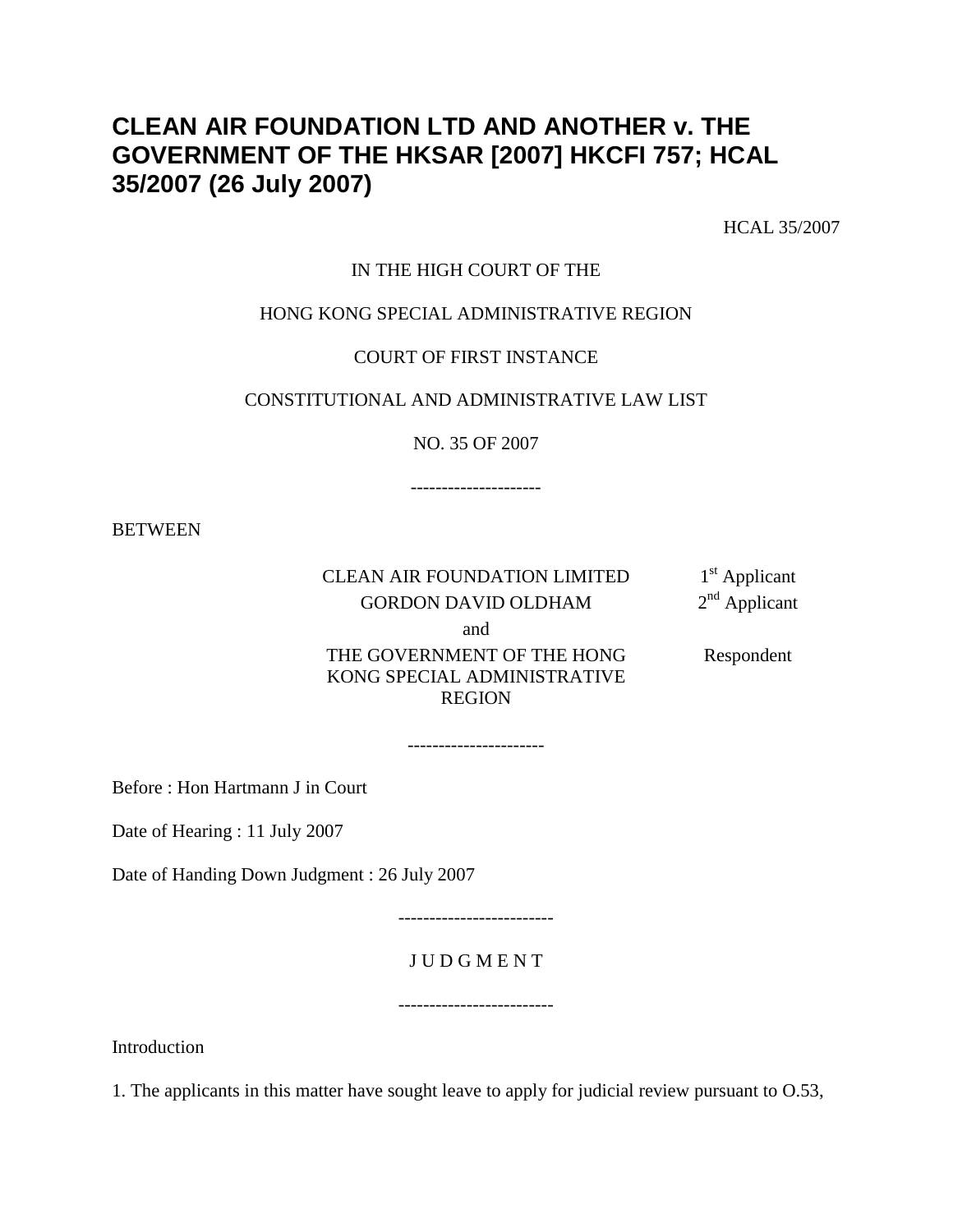# CLEAN AIR FOUNDATION LTD AND ANOTHER v. THE GOVERNMENT OF THE HKSAR [2007] HKCFI 757; HCAL 35/2007 (26 July 2007)

HCAL 35/2007

IN THE HIGH COURT OF THE

HONG KONG SPECIAL ADMINISTRATIVE REGION

COURT OF FIRST INSTANCE

CONSTITUTIONAL AND ADMINISTRATIVE LAW LIST

NO. 35 OF 2007

---------------------

BETWEEN

| | |
|---|---|
| CLEAN AIR FOUNDATION LIMITED | 1st Applicant |
| GORDON DAVID OLDHAM | 2nd Applicant |
| and | |
| THE GOVERNMENT OF THE HONG KONG SPECIAL ADMINISTRATIVE REGION | Respondent |

----------------------

Before : Hon Hartmann J in Court

Date of Hearing : 11 July 2007

Date of Handing Down Judgment : 26 July 2007

-------------------------

J U D G M E N T

-------------------------

Introduction

1. The applicants in this matter have sought leave to apply for judicial review pursuant to O.53,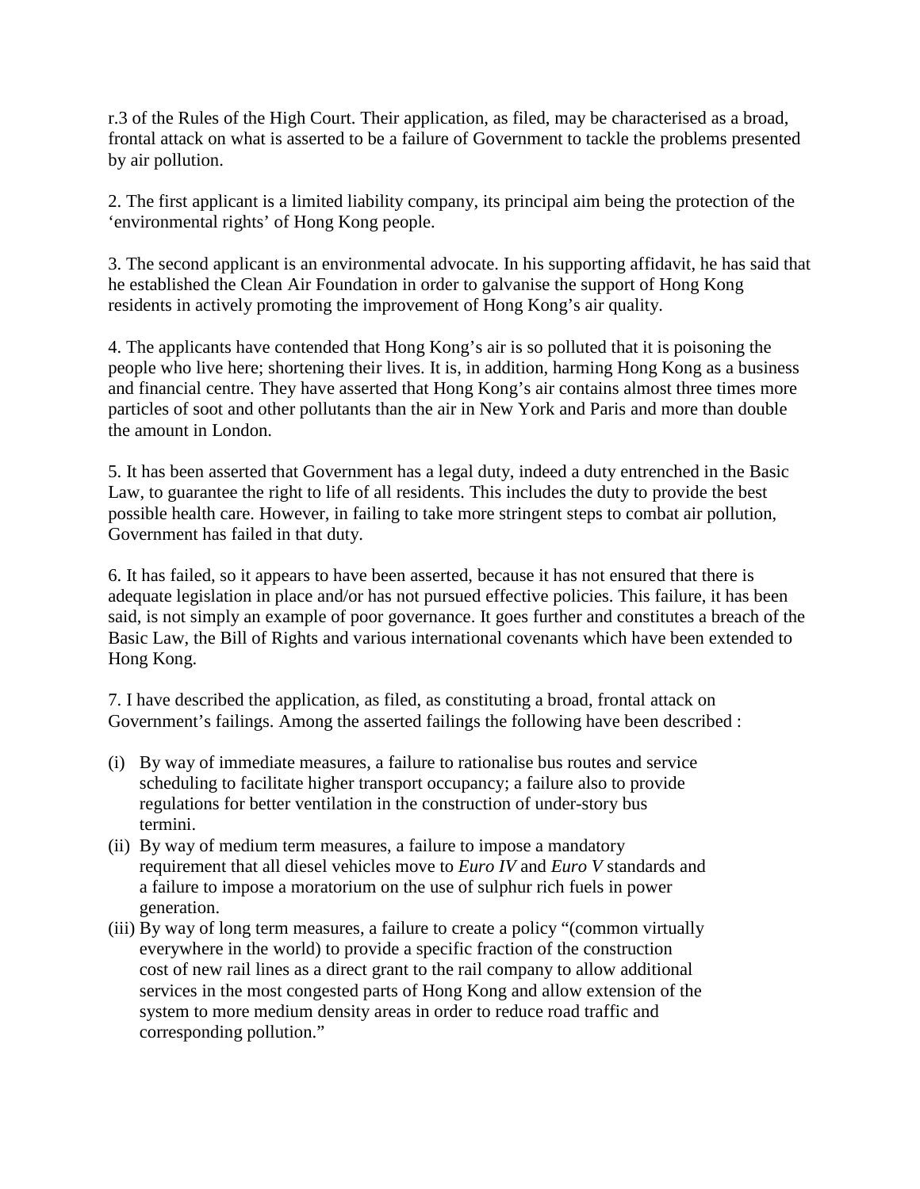r.3 of the Rules of the High Court. Their application, as filed, may be characterised as a broad, frontal attack on what is asserted to be a failure of Government to tackle the problems presented by air pollution.

2. The first applicant is a limited liability company, its principal aim being the protection of the 'environmental rights' of Hong Kong people.

3. The second applicant is an environmental advocate. In his supporting affidavit, he has said that he established the Clean Air Foundation in order to galvanise the support of Hong Kong residents in actively promoting the improvement of Hong Kong's air quality.

4. The applicants have contended that Hong Kong's air is so polluted that it is poisoning the people who live here; shortening their lives. It is, in addition, harming Hong Kong as a business and financial centre. They have asserted that Hong Kong's air contains almost three times more particles of soot and other pollutants than the air in New York and Paris and more than double the amount in London.

5. It has been asserted that Government has a legal duty, indeed a duty entrenched in the Basic Law, to guarantee the right to life of all residents. This includes the duty to provide the best possible health care. However, in failing to take more stringent steps to combat air pollution, Government has failed in that duty.

6. It has failed, so it appears to have been asserted, because it has not ensured that there is adequate legislation in place and/or has not pursued effective policies. This failure, it has been said, is not simply an example of poor governance. It goes further and constitutes a breach of the Basic Law, the Bill of Rights and various international covenants which have been extended to Hong Kong.

7. I have described the application, as filed, as constituting a broad, frontal attack on Government's failings. Among the asserted failings the following have been described :

(i) By way of immediate measures, a failure to rationalise bus routes and service scheduling to facilitate higher transport occupancy; a failure also to provide regulations for better ventilation in the construction of under-story bus termini.
(ii) By way of medium term measures, a failure to impose a mandatory requirement that all diesel vehicles move to *Euro IV* and *Euro V* standards and a failure to impose a moratorium on the use of sulphur rich fuels in power generation.
(iii) By way of long term measures, a failure to create a policy "(common virtually everywhere in the world) to provide a specific fraction of the construction cost of new rail lines as a direct grant to the rail company to allow additional services in the most congested parts of Hong Kong and allow extension of the system to more medium density areas in order to reduce road traffic and corresponding pollution."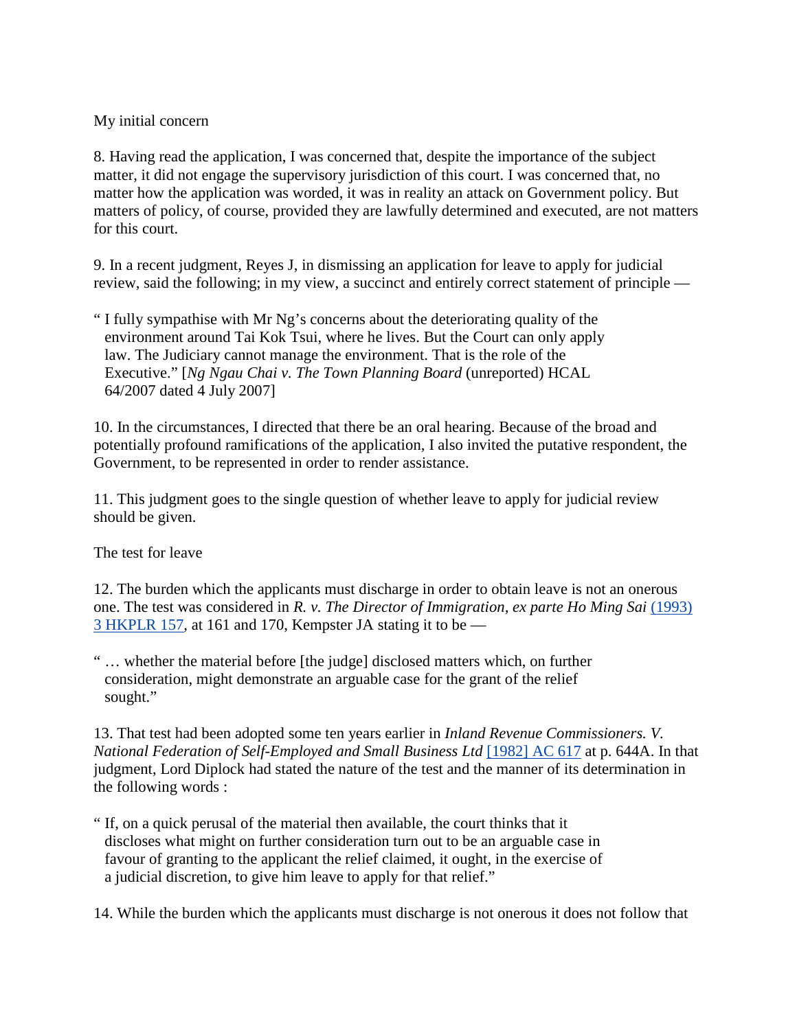My initial concern

8. Having read the application, I was concerned that, despite the importance of the subject matter, it did not engage the supervisory jurisdiction of this court. I was concerned that, no matter how the application was worded, it was in reality an attack on Government policy. But matters of policy, of course, provided they are lawfully determined and executed, are not matters for this court.

9. In a recent judgment, Reyes J, in dismissing an application for leave to apply for judicial review, said the following; in my view, a succinct and entirely correct statement of principle —

> " I fully sympathise with Mr Ng's concerns about the deteriorating quality of the environment around Tai Kok Tsui, where he lives. But the Court can only apply law. The Judiciary cannot manage the environment. That is the role of the Executive." [*Ng Ngau Chai v. The Town Planning Board* (unreported) HCAL 64/2007 dated 4 July 2007]

10. In the circumstances, I directed that there be an oral hearing. Because of the broad and potentially profound ramifications of the application, I also invited the putative respondent, the Government, to be represented in order to render assistance.

11. This judgment goes to the single question of whether leave to apply for judicial review should be given.

The test for leave

12. The burden which the applicants must discharge in order to obtain leave is not an onerous one. The test was considered in *R. v. The Director of Immigration, ex parte Ho Ming Sai* (1993) 3 HKPLR 157, at 161 and 170, Kempster JA stating it to be —

> " … whether the material before [the judge] disclosed matters which, on further consideration, might demonstrate an arguable case for the grant of the relief sought."

13. That test had been adopted some ten years earlier in *Inland Revenue Commissioners. V. National Federation of Self-Employed and Small Business Ltd* [1982] AC 617 at p. 644A. In that judgment, Lord Diplock had stated the nature of the test and the manner of its determination in the following words :

> " If, on a quick perusal of the material then available, the court thinks that it discloses what might on further consideration turn out to be an arguable case in favour of granting to the applicant the relief claimed, it ought, in the exercise of a judicial discretion, to give him leave to apply for that relief."

14. While the burden which the applicants must discharge is not onerous it does not follow that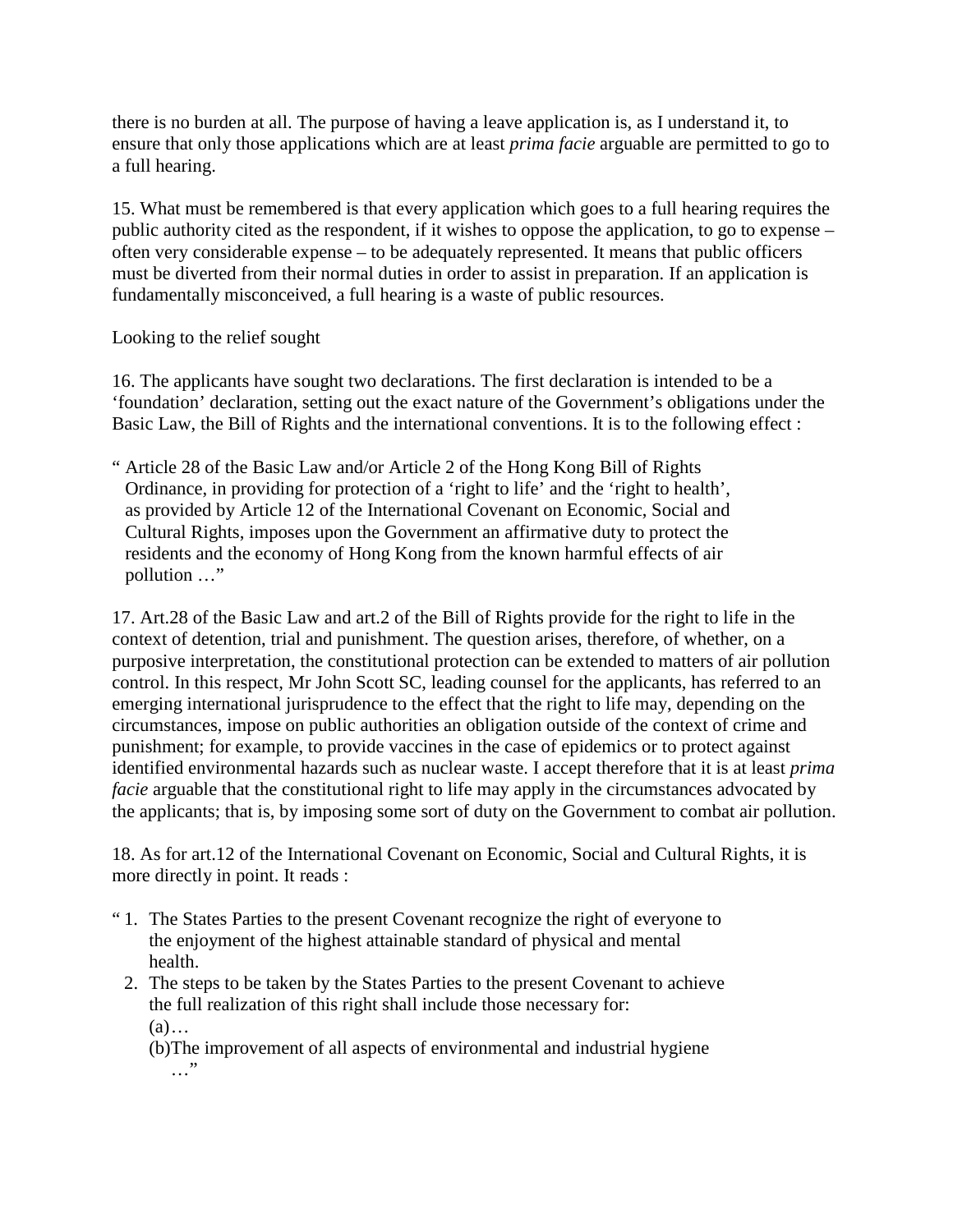there is no burden at all. The purpose of having a leave application is, as I understand it, to ensure that only those applications which are at least *prima facie* arguable are permitted to go to a full hearing.

15. What must be remembered is that every application which goes to a full hearing requires the public authority cited as the respondent, if it wishes to oppose the application, to go to expense – often very considerable expense – to be adequately represented. It means that public officers must be diverted from their normal duties in order to assist in preparation. If an application is fundamentally misconceived, a full hearing is a waste of public resources.

Looking to the relief sought

16. The applicants have sought two declarations. The first declaration is intended to be a 'foundation' declaration, setting out the exact nature of the Government's obligations under the Basic Law, the Bill of Rights and the international conventions. It is to the following effect :

> " Article 28 of the Basic Law and/or Article 2 of the Hong Kong Bill of Rights Ordinance, in providing for protection of a 'right to life' and the 'right to health', as provided by Article 12 of the International Covenant on Economic, Social and Cultural Rights, imposes upon the Government an affirmative duty to protect the residents and the economy of Hong Kong from the known harmful effects of air pollution …"

17. Art.28 of the Basic Law and art.2 of the Bill of Rights provide for the right to life in the context of detention, trial and punishment. The question arises, therefore, of whether, on a purposive interpretation, the constitutional protection can be extended to matters of air pollution control. In this respect, Mr John Scott SC, leading counsel for the applicants, has referred to an emerging international jurisprudence to the effect that the right to life may, depending on the circumstances, impose on public authorities an obligation outside of the context of crime and punishment; for example, to provide vaccines in the case of epidemics or to protect against identified environmental hazards such as nuclear waste. I accept therefore that it is at least *prima facie* arguable that the constitutional right to life may apply in the circumstances advocated by the applicants; that is, by imposing some sort of duty on the Government to combat air pollution.

18. As for art.12 of the International Covenant on Economic, Social and Cultural Rights, it is more directly in point. It reads :

> " 1. The States Parties to the present Covenant recognize the right of everyone to the enjoyment of the highest attainable standard of physical and mental health.
>
> 2. The steps to be taken by the States Parties to the present Covenant to achieve the full realization of this right shall include those necessary for:
>
> (a)…
>
> (b)The improvement of all aspects of environmental and industrial hygiene …"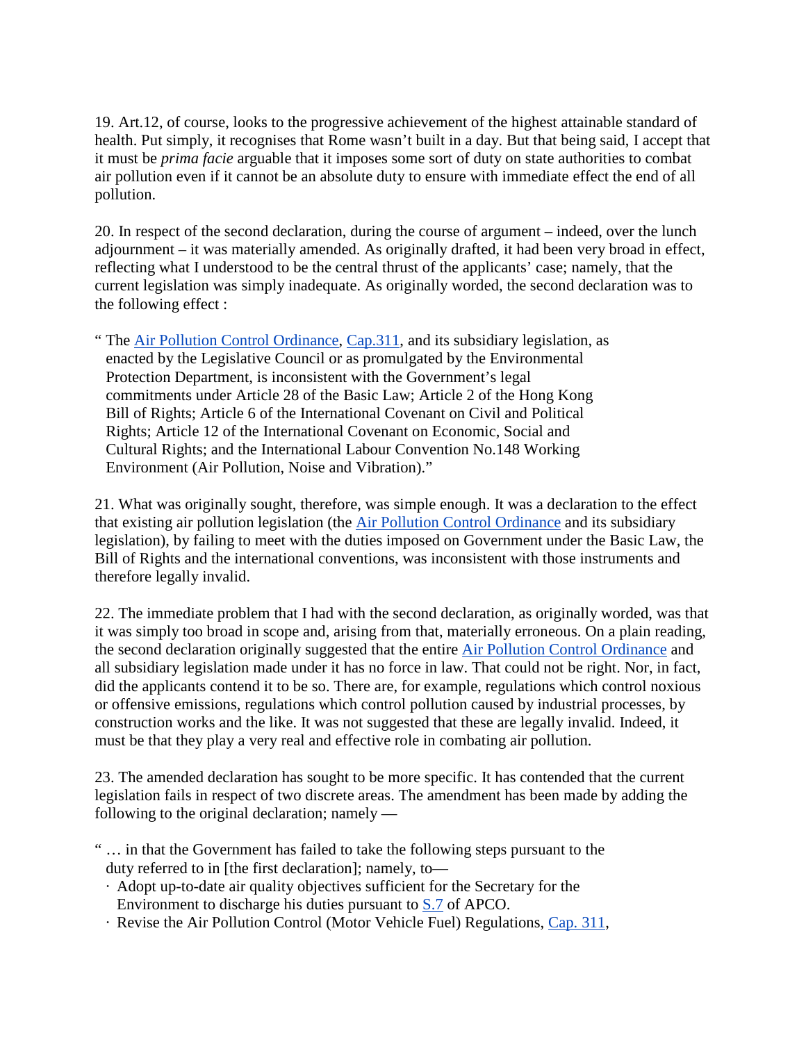19. Art.12, of course, looks to the progressive achievement of the highest attainable standard of health. Put simply, it recognises that Rome wasn't built in a day. But that being said, I accept that it must be *prima facie* arguable that it imposes some sort of duty on state authorities to combat air pollution even if it cannot be an absolute duty to ensure with immediate effect the end of all pollution.

20. In respect of the second declaration, during the course of argument – indeed, over the lunch adjournment – it was materially amended. As originally drafted, it had been very broad in effect, reflecting what I understood to be the central thrust of the applicants' case; namely, that the current legislation was simply inadequate. As originally worded, the second declaration was to the following effect :

> " The Air Pollution Control Ordinance, Cap.311, and its subsidiary legislation, as enacted by the Legislative Council or as promulgated by the Environmental Protection Department, is inconsistent with the Government's legal commitments under Article 28 of the Basic Law; Article 2 of the Hong Kong Bill of Rights; Article 6 of the International Covenant on Civil and Political Rights; Article 12 of the International Covenant on Economic, Social and Cultural Rights; and the International Labour Convention No.148 Working Environment (Air Pollution, Noise and Vibration)."

21. What was originally sought, therefore, was simple enough. It was a declaration to the effect that existing air pollution legislation (the Air Pollution Control Ordinance and its subsidiary legislation), by failing to meet with the duties imposed on Government under the Basic Law, the Bill of Rights and the international conventions, was inconsistent with those instruments and therefore legally invalid.

22. The immediate problem that I had with the second declaration, as originally worded, was that it was simply too broad in scope and, arising from that, materially erroneous. On a plain reading, the second declaration originally suggested that the entire Air Pollution Control Ordinance and all subsidiary legislation made under it has no force in law. That could not be right. Nor, in fact, did the applicants contend it to be so. There are, for example, regulations which control noxious or offensive emissions, regulations which control pollution caused by industrial processes, by construction works and the like. It was not suggested that these are legally invalid. Indeed, it must be that they play a very real and effective role in combating air pollution.

23. The amended declaration has sought to be more specific. It has contended that the current legislation fails in respect of two discrete areas. The amendment has been made by adding the following to the original declaration; namely —

> " … in that the Government has failed to take the following steps pursuant to the duty referred to in [the first declaration]; namely, to—
>
> · Adopt up-to-date air quality objectives sufficient for the Secretary for the Environment to discharge his duties pursuant to S.7 of APCO.
>
> · Revise the Air Pollution Control (Motor Vehicle Fuel) Regulations, Cap. 311,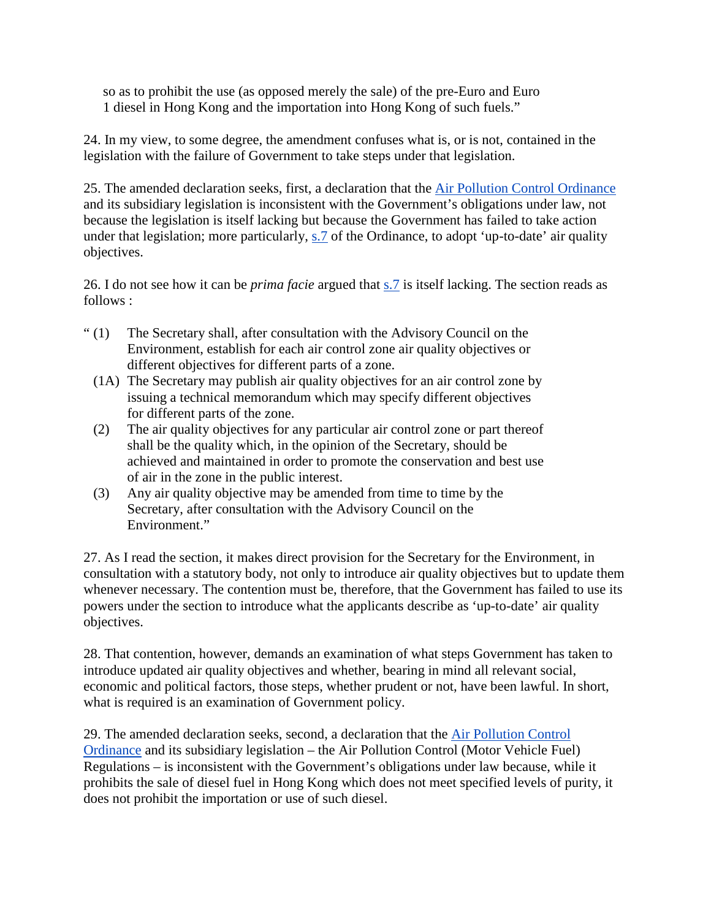so as to prohibit the use (as opposed merely the sale) of the pre-Euro and Euro 1 diesel in Hong Kong and the importation into Hong Kong of such fuels."

24. In my view, to some degree, the amendment confuses what is, or is not, contained in the legislation with the failure of Government to take steps under that legislation.

25. The amended declaration seeks, first, a declaration that the Air Pollution Control Ordinance and its subsidiary legislation is inconsistent with the Government's obligations under law, not because the legislation is itself lacking but because the Government has failed to take action under that legislation; more particularly, s.7 of the Ordinance, to adopt 'up-to-date' air quality objectives.

26. I do not see how it can be *prima facie* argued that s.7 is itself lacking. The section reads as follows :

> " (1) The Secretary shall, after consultation with the Advisory Council on the Environment, establish for each air control zone air quality objectives or different objectives for different parts of a zone.
>
> (1A) The Secretary may publish air quality objectives for an air control zone by issuing a technical memorandum which may specify different objectives for different parts of the zone.
>
> (2) The air quality objectives for any particular air control zone or part thereof shall be the quality which, in the opinion of the Secretary, should be achieved and maintained in order to promote the conservation and best use of air in the zone in the public interest.
>
> (3) Any air quality objective may be amended from time to time by the Secretary, after consultation with the Advisory Council on the Environment."

27. As I read the section, it makes direct provision for the Secretary for the Environment, in consultation with a statutory body, not only to introduce air quality objectives but to update them whenever necessary. The contention must be, therefore, that the Government has failed to use its powers under the section to introduce what the applicants describe as 'up-to-date' air quality objectives.

28. That contention, however, demands an examination of what steps Government has taken to introduce updated air quality objectives and whether, bearing in mind all relevant social, economic and political factors, those steps, whether prudent or not, have been lawful. In short, what is required is an examination of Government policy.

29. The amended declaration seeks, second, a declaration that the Air Pollution Control Ordinance and its subsidiary legislation – the Air Pollution Control (Motor Vehicle Fuel) Regulations – is inconsistent with the Government's obligations under law because, while it prohibits the sale of diesel fuel in Hong Kong which does not meet specified levels of purity, it does not prohibit the importation or use of such diesel.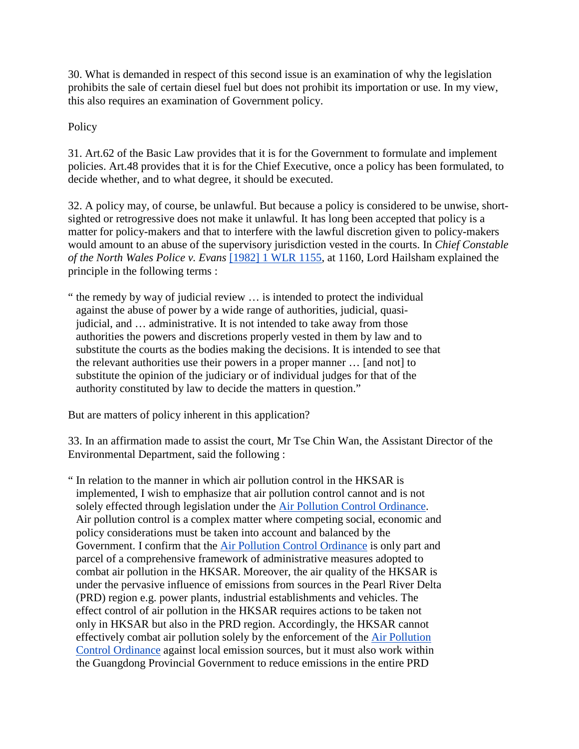30. What is demanded in respect of this second issue is an examination of why the legislation prohibits the sale of certain diesel fuel but does not prohibit its importation or use. In my view, this also requires an examination of Government policy.

Policy

31. Art.62 of the Basic Law provides that it is for the Government to formulate and implement policies. Art.48 provides that it is for the Chief Executive, once a policy has been formulated, to decide whether, and to what degree, it should be executed.

32. A policy may, of course, be unlawful. But because a policy is considered to be unwise, short-sighted or retrogressive does not make it unlawful. It has long been accepted that policy is a matter for policy-makers and that to interfere with the lawful discretion given to policy-makers would amount to an abuse of the supervisory jurisdiction vested in the courts. In *Chief Constable of the North Wales Police v. Evans* [1982] 1 WLR 1155, at 1160, Lord Hailsham explained the principle in the following terms :

> " the remedy by way of judicial review … is intended to protect the individual against the abuse of power by a wide range of authorities, judicial, quasi-judicial, and … administrative. It is not intended to take away from those authorities the powers and discretions properly vested in them by law and to substitute the courts as the bodies making the decisions. It is intended to see that the relevant authorities use their powers in a proper manner … [and not] to substitute the opinion of the judiciary or of individual judges for that of the authority constituted by law to decide the matters in question."

But are matters of policy inherent in this application?

33. In an affirmation made to assist the court, Mr Tse Chin Wan, the Assistant Director of the Environmental Department, said the following :

> " In relation to the manner in which air pollution control in the HKSAR is implemented, I wish to emphasize that air pollution control cannot and is not solely effected through legislation under the Air Pollution Control Ordinance. Air pollution control is a complex matter where competing social, economic and policy considerations must be taken into account and balanced by the Government. I confirm that the Air Pollution Control Ordinance is only part and parcel of a comprehensive framework of administrative measures adopted to combat air pollution in the HKSAR. Moreover, the air quality of the HKSAR is under the pervasive influence of emissions from sources in the Pearl River Delta (PRD) region e.g. power plants, industrial establishments and vehicles. The effect control of air pollution in the HKSAR requires actions to be taken not only in HKSAR but also in the PRD region. Accordingly, the HKSAR cannot effectively combat air pollution solely by the enforcement of the Air Pollution Control Ordinance against local emission sources, but it must also work within the Guangdong Provincial Government to reduce emissions in the entire PRD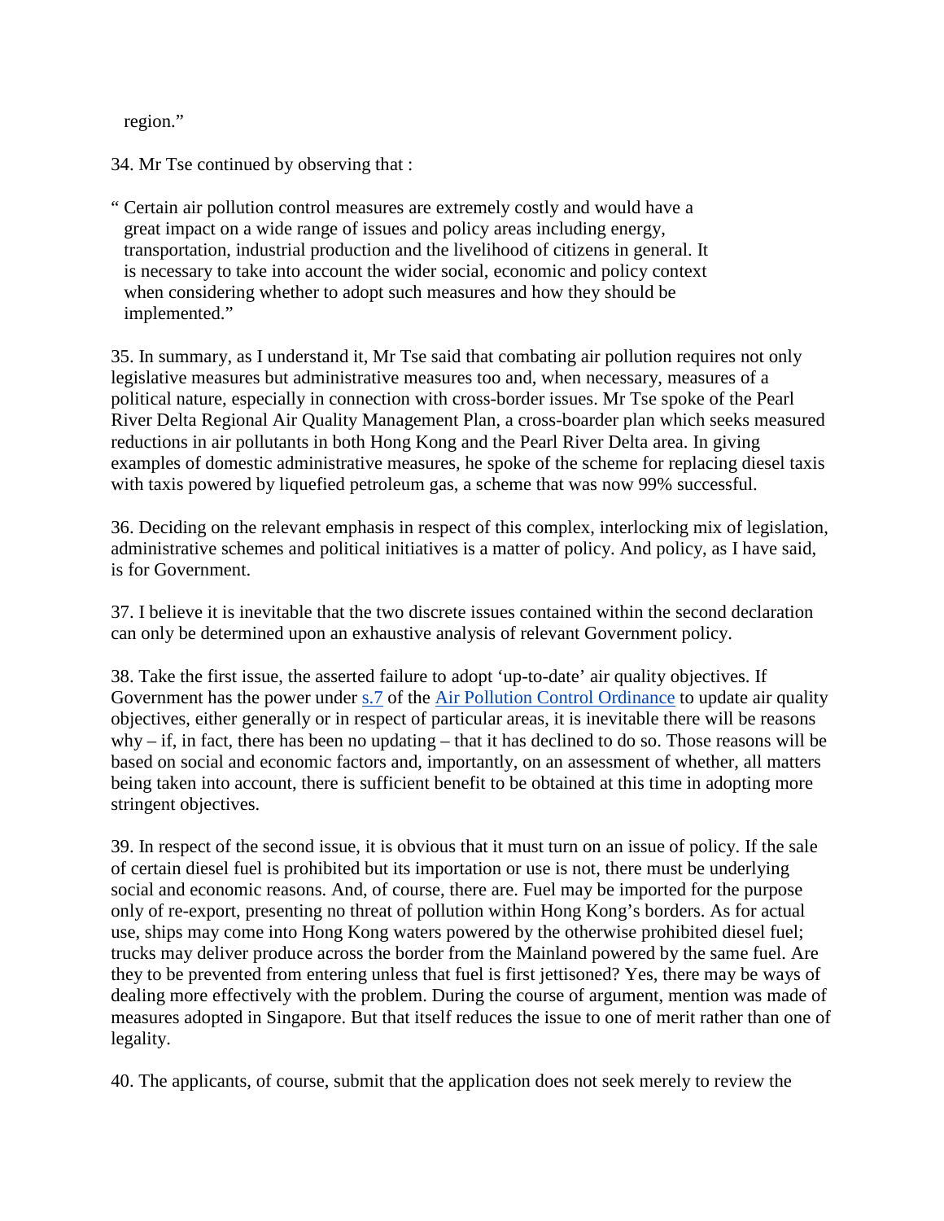region."

34. Mr Tse continued by observing that :

> " Certain air pollution control measures are extremely costly and would have a great impact on a wide range of issues and policy areas including energy, transportation, industrial production and the livelihood of citizens in general. It is necessary to take into account the wider social, economic and policy context when considering whether to adopt such measures and how they should be implemented."

35. In summary, as I understand it, Mr Tse said that combating air pollution requires not only legislative measures but administrative measures too and, when necessary, measures of a political nature, especially in connection with cross-border issues. Mr Tse spoke of the Pearl River Delta Regional Air Quality Management Plan, a cross-boarder plan which seeks measured reductions in air pollutants in both Hong Kong and the Pearl River Delta area. In giving examples of domestic administrative measures, he spoke of the scheme for replacing diesel taxis with taxis powered by liquefied petroleum gas, a scheme that was now 99% successful.

36. Deciding on the relevant emphasis in respect of this complex, interlocking mix of legislation, administrative schemes and political initiatives is a matter of policy. And policy, as I have said, is for Government.

37. I believe it is inevitable that the two discrete issues contained within the second declaration can only be determined upon an exhaustive analysis of relevant Government policy.

38. Take the first issue, the asserted failure to adopt 'up-to-date' air quality objectives. If Government has the power under s.7 of the Air Pollution Control Ordinance to update air quality objectives, either generally or in respect of particular areas, it is inevitable there will be reasons why – if, in fact, there has been no updating – that it has declined to do so. Those reasons will be based on social and economic factors and, importantly, on an assessment of whether, all matters being taken into account, there is sufficient benefit to be obtained at this time in adopting more stringent objectives.

39. In respect of the second issue, it is obvious that it must turn on an issue of policy. If the sale of certain diesel fuel is prohibited but its importation or use is not, there must be underlying social and economic reasons. And, of course, there are. Fuel may be imported for the purpose only of re-export, presenting no threat of pollution within Hong Kong's borders. As for actual use, ships may come into Hong Kong waters powered by the otherwise prohibited diesel fuel; trucks may deliver produce across the border from the Mainland powered by the same fuel. Are they to be prevented from entering unless that fuel is first jettisoned? Yes, there may be ways of dealing more effectively with the problem. During the course of argument, mention was made of measures adopted in Singapore. But that itself reduces the issue to one of merit rather than one of legality.

40. The applicants, of course, submit that the application does not seek merely to review the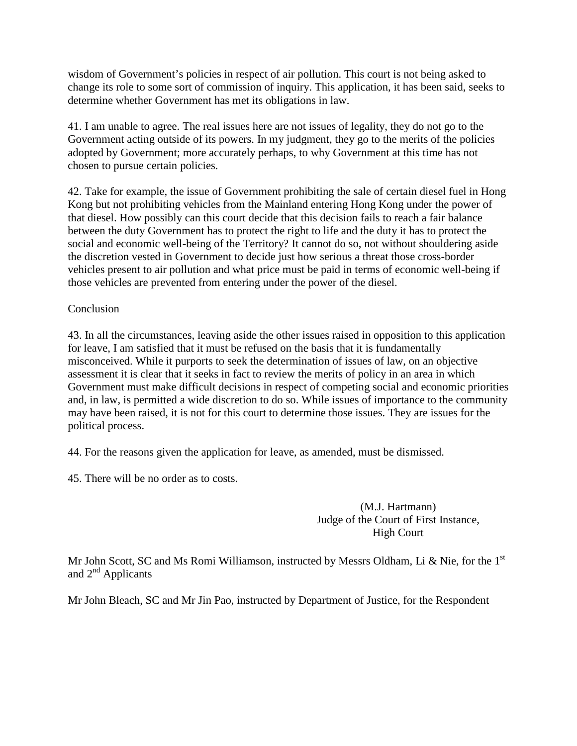wisdom of Government's policies in respect of air pollution. This court is not being asked to change its role to some sort of commission of inquiry. This application, it has been said, seeks to determine whether Government has met its obligations in law.

41. I am unable to agree. The real issues here are not issues of legality, they do not go to the Government acting outside of its powers. In my judgment, they go to the merits of the policies adopted by Government; more accurately perhaps, to why Government at this time has not chosen to pursue certain policies.

42. Take for example, the issue of Government prohibiting the sale of certain diesel fuel in Hong Kong but not prohibiting vehicles from the Mainland entering Hong Kong under the power of that diesel. How possibly can this court decide that this decision fails to reach a fair balance between the duty Government has to protect the right to life and the duty it has to protect the social and economic well-being of the Territory? It cannot do so, not without shouldering aside the discretion vested in Government to decide just how serious a threat those cross-border vehicles present to air pollution and what price must be paid in terms of economic well-being if those vehicles are prevented from entering under the power of the diesel.

Conclusion

43. In all the circumstances, leaving aside the other issues raised in opposition to this application for leave, I am satisfied that it must be refused on the basis that it is fundamentally misconceived. While it purports to seek the determination of issues of law, on an objective assessment it is clear that it seeks in fact to review the merits of policy in an area in which Government must make difficult decisions in respect of competing social and economic priorities and, in law, is permitted a wide discretion to do so. While issues of importance to the community may have been raised, it is not for this court to determine those issues. They are issues for the political process.

44. For the reasons given the application for leave, as amended, must be dismissed.

45. There will be no order as to costs.

(M.J. Hartmann)
Judge of the Court of First Instance,
High Court

Mr John Scott, SC and Ms Romi Williamson, instructed by Messrs Oldham, Li & Nie, for the 1st and 2nd Applicants

Mr John Bleach, SC and Mr Jin Pao, instructed by Department of Justice, for the Respondent